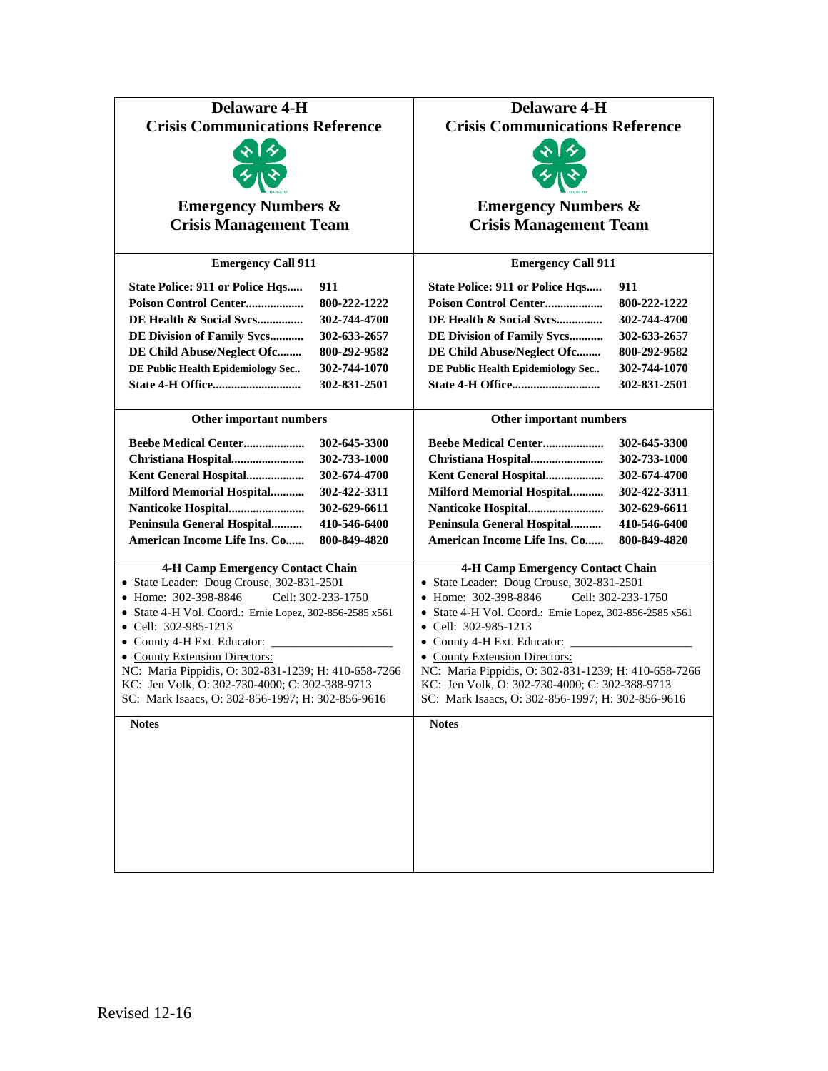# Delaware 4-H
# Crisis Communications Reference

## Emergency Numbers & Crisis Management Team

### Emergency Call 911

| | |
|---|---|
| **State Police: 911 or Police Hqs.....** | **911** |
| **Poison Control Center..................** | **800-222-1222** |
| **DE Health & Social Svcs..............** | **302-744-4700** |
| **DE Division of Family Svcs...........** | **302-633-2657** |
| **DE Child Abuse/Neglect Ofc........** | **800-292-9582** |
| **DE Public Health Epidemiology Sec..** | **302-744-1070** |
| **State 4-H Office............................** | **302-831-2501** |

### Other important numbers

| | |
|---|---|
| **Beebe Medical Center....................** | **302-645-3300** |
| **Christiana Hospital........................** | **302-733-1000** |
| **Kent General Hospital...................** | **302-674-4700** |
| **Milford Memorial Hospital...........** | **302-422-3311** |
| **Nanticoke Hospital.........................** | **302-629-6611** |
| **Peninsula General Hospital..........** | **410-546-6400** |
| **American Income Life Ins. Co......** | **800-849-4820** |

### 4-H Camp Emergency Contact Chain

- State Leader: Doug Crouse, 302-831-2501
- Home: 302-398-8846 Cell: 302-233-1750
- State 4-H Vol. Coord.: Ernie Lopez, 302-856-2585 x561
- Cell: 302-985-1213
- County 4-H Ext. Educator: ____________________
- County Extension Directors:

NC: Maria Pippidis, O: 302-831-1239; H: 410-658-7266
KC: Jen Volk, O: 302-730-4000; C: 302-388-9713
SC: Mark Isaacs, O: 302-856-1997; H: 302-856-9616

**Notes**

---

# Delaware 4-H
# Crisis Communications Reference

## Emergency Numbers & Crisis Management Team

### Emergency Call 911

| | |
|---|---|
| **State Police: 911 or Police Hqs.....** | **911** |
| **Poison Control Center..................** | **800-222-1222** |
| **DE Health & Social Svcs..............** | **302-744-4700** |
| **DE Division of Family Svcs...........** | **302-633-2657** |
| **DE Child Abuse/Neglect Ofc........** | **800-292-9582** |
| **DE Public Health Epidemiology Sec..** | **302-744-1070** |
| **State 4-H Office............................** | **302-831-2501** |

### Other important numbers

| | |
|---|---|
| **Beebe Medical Center....................** | **302-645-3300** |
| **Christiana Hospital........................** | **302-733-1000** |
| **Kent General Hospital...................** | **302-674-4700** |
| **Milford Memorial Hospital...........** | **302-422-3311** |
| **Nanticoke Hospital.........................** | **302-629-6611** |
| **Peninsula General Hospital..........** | **410-546-6400** |
| **American Income Life Ins. Co......** | **800-849-4820** |

### 4-H Camp Emergency Contact Chain

- State Leader: Doug Crouse, 302-831-2501
- Home: 302-398-8846 Cell: 302-233-1750
- State 4-H Vol. Coord.: Ernie Lopez, 302-856-2585 x561
- Cell: 302-985-1213
- County 4-H Ext. Educator: ____________________
- County Extension Directors:

NC: Maria Pippidis, O: 302-831-1239; H: 410-658-7266
KC: Jen Volk, O: 302-730-4000; C: 302-388-9713
SC: Mark Isaacs, O: 302-856-1997; H: 302-856-9616

**Notes**

Revised 12-16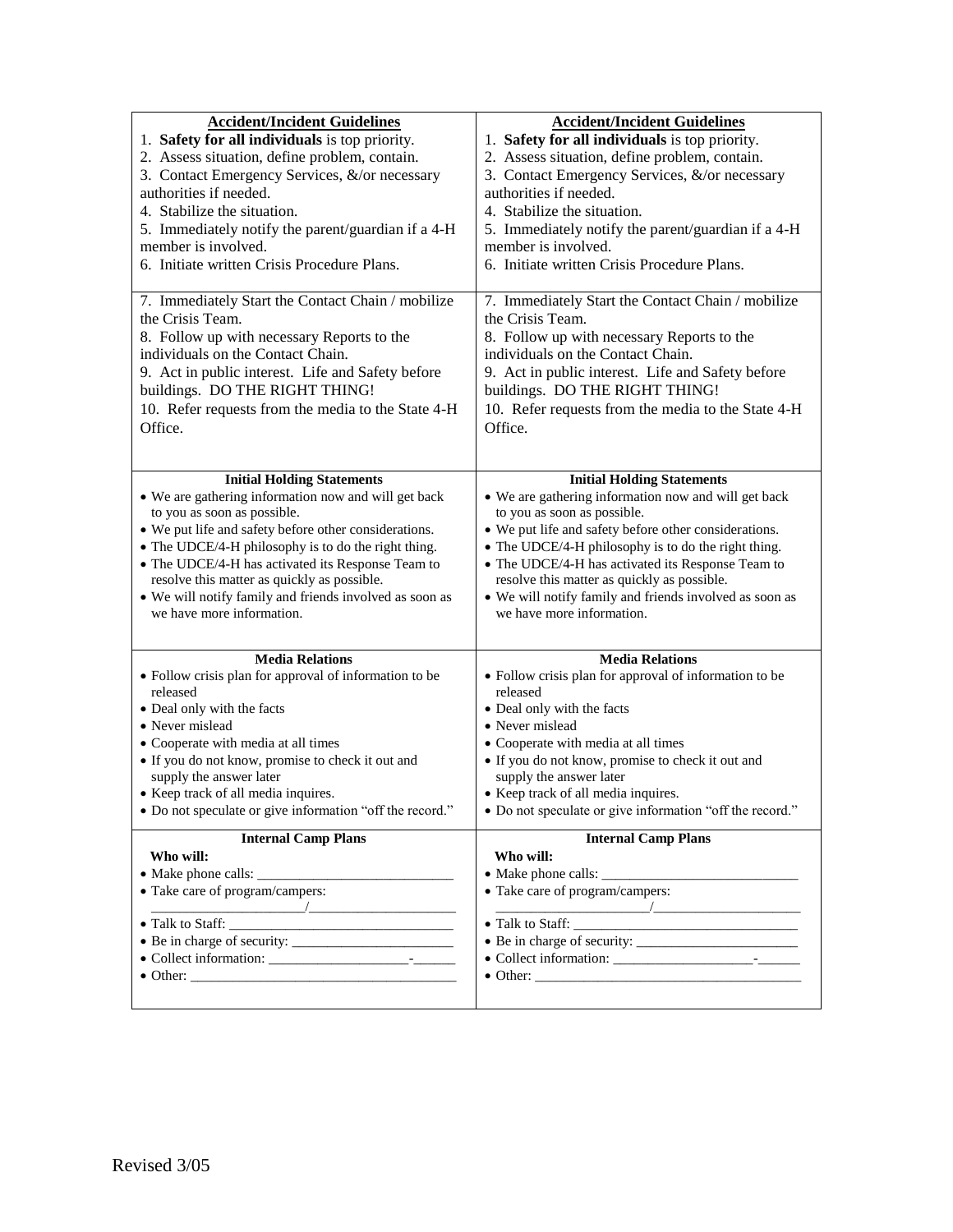**Accident/Incident Guidelines**

1. **Safety for all individuals** is top priority.
2. Assess situation, define problem, contain.
3. Contact Emergency Services, &/or necessary authorities if needed.
4. Stabilize the situation.
5. Immediately notify the parent/guardian if a 4-H member is involved.
6. Initiate written Crisis Procedure Plans.
7. Immediately Start the Contact Chain / mobilize the Crisis Team.
8. Follow up with necessary Reports to the individuals on the Contact Chain.
9. Act in public interest. Life and Safety before buildings. DO THE RIGHT THING!
10. Refer requests from the media to the State 4-H Office.

**Accident/Incident Guidelines**

1. **Safety for all individuals** is top priority.
2. Assess situation, define problem, contain.
3. Contact Emergency Services, &/or necessary authorities if needed.
4. Stabilize the situation.
5. Immediately notify the parent/guardian if a 4-H member is involved.
6. Initiate written Crisis Procedure Plans.
7. Immediately Start the Contact Chain / mobilize the Crisis Team.
8. Follow up with necessary Reports to the individuals on the Contact Chain.
9. Act in public interest. Life and Safety before buildings. DO THE RIGHT THING!
10. Refer requests from the media to the State 4-H Office.

**Initial Holding Statements**

- We are gathering information now and will get back to you as soon as possible.
- We put life and safety before other considerations.
- The UDCE/4-H philosophy is to do the right thing.
- The UDCE/4-H has activated its Response Team to resolve this matter as quickly as possible.
- We will notify family and friends involved as soon as we have more information.

**Initial Holding Statements**

- We are gathering information now and will get back to you as soon as possible.
- We put life and safety before other considerations.
- The UDCE/4-H philosophy is to do the right thing.
- The UDCE/4-H has activated its Response Team to resolve this matter as quickly as possible.
- We will notify family and friends involved as soon as we have more information.

**Media Relations**

- Follow crisis plan for approval of information to be released
- Deal only with the facts
- Never mislead
- Cooperate with media at all times
- If you do not know, promise to check it out and supply the answer later
- Keep track of all media inquires.
- Do not speculate or give information "off the record."

**Media Relations**

- Follow crisis plan for approval of information to be released
- Deal only with the facts
- Never mislead
- Cooperate with media at all times
- If you do not know, promise to check it out and supply the answer later
- Keep track of all media inquires.
- Do not speculate or give information "off the record."

**Internal Camp Plans**

**Who will:**

- Make phone calls: ____________________________
- Take care of program/campers: ______________________/_____________________
- Talk to Staff: ________________________________
- Be in charge of security: _______________________
- Collect information: ____________________-______
- Other: _____________________________________

**Internal Camp Plans**

**Who will:**

- Make phone calls: ____________________________
- Take care of program/campers: ______________________/_____________________
- Talk to Staff: ________________________________
- Be in charge of security: _______________________
- Collect information: ____________________-______
- Other: _____________________________________

Revised 3/05